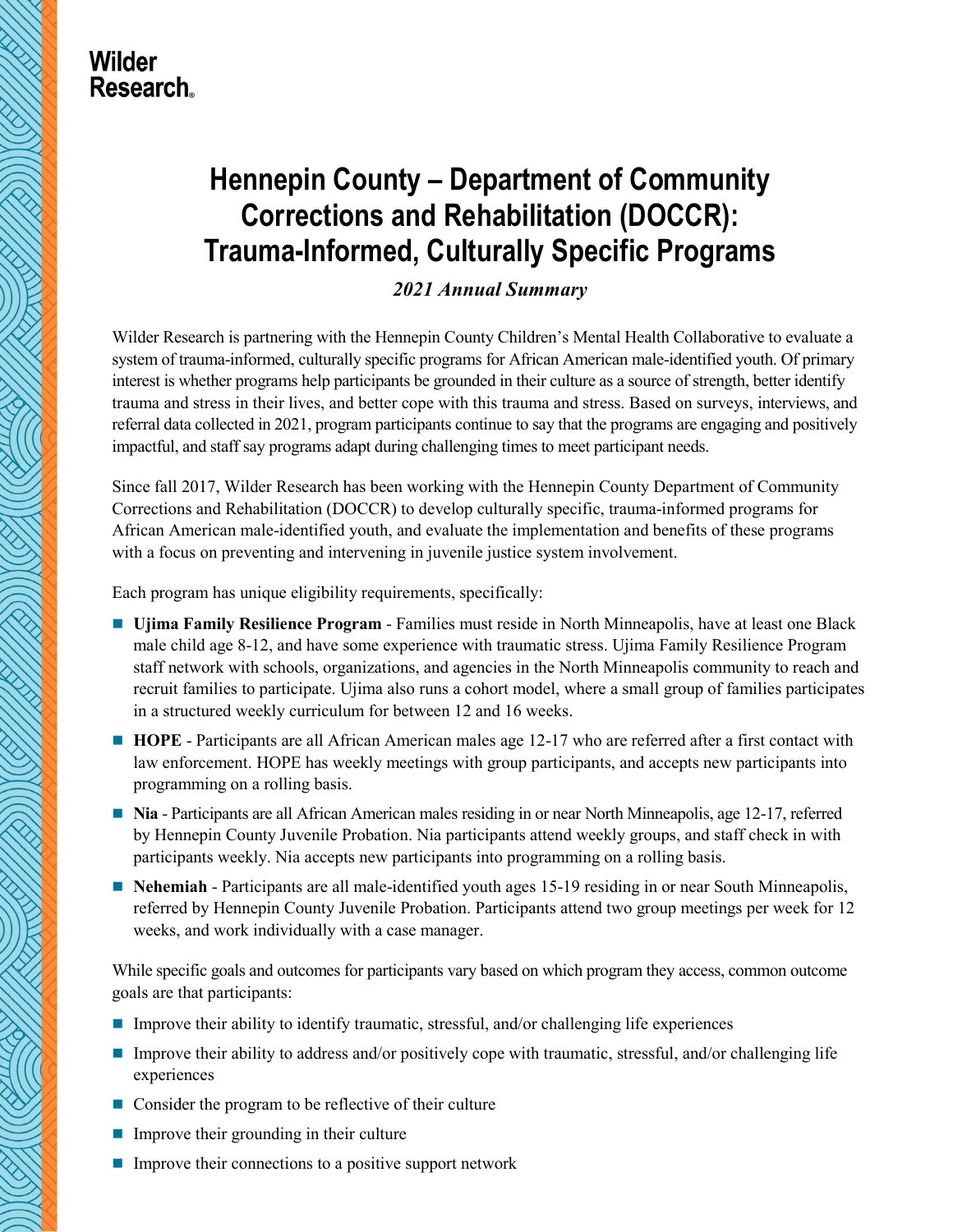Wilder Research

# Hennepin County – Department of Community Corrections and Rehabilitation (DOCCR): Trauma-Informed, Culturally Specific Programs

*2021 Annual Summary*

Wilder Research is partnering with the Hennepin County Children's Mental Health Collaborative to evaluate a system of trauma-informed, culturally specific programs for African American male-identified youth. Of primary interest is whether programs help participants be grounded in their culture as a source of strength, better identify trauma and stress in their lives, and better cope with this trauma and stress. Based on surveys, interviews, and referral data collected in 2021, program participants continue to say that the programs are engaging and positively impactful, and staff say programs adapt during challenging times to meet participant needs.

Since fall 2017, Wilder Research has been working with the Hennepin County Department of Community Corrections and Rehabilitation (DOCCR) to develop culturally specific, trauma-informed programs for African American male-identified youth, and evaluate the implementation and benefits of these programs with a focus on preventing and intervening in juvenile justice system involvement.

Each program has unique eligibility requirements, specifically:

- **Ujima Family Resilience Program** - Families must reside in North Minneapolis, have at least one Black male child age 8-12, and have some experience with traumatic stress. Ujima Family Resilience Program staff network with schools, organizations, and agencies in the North Minneapolis community to reach and recruit families to participate. Ujima also runs a cohort model, where a small group of families participates in a structured weekly curriculum for between 12 and 16 weeks.
- **HOPE** - Participants are all African American males age 12-17 who are referred after a first contact with law enforcement. HOPE has weekly meetings with group participants, and accepts new participants into programming on a rolling basis.
- **Nia** - Participants are all African American males residing in or near North Minneapolis, age 12-17, referred by Hennepin County Juvenile Probation. Nia participants attend weekly groups, and staff check in with participants weekly. Nia accepts new participants into programming on a rolling basis.
- **Nehemiah** - Participants are all male-identified youth ages 15-19 residing in or near South Minneapolis, referred by Hennepin County Juvenile Probation. Participants attend two group meetings per week for 12 weeks, and work individually with a case manager.

While specific goals and outcomes for participants vary based on which program they access, common outcome goals are that participants:

- Improve their ability to identify traumatic, stressful, and/or challenging life experiences
- Improve their ability to address and/or positively cope with traumatic, stressful, and/or challenging life experiences
- Consider the program to be reflective of their culture
- Improve their grounding in their culture
- Improve their connections to a positive support network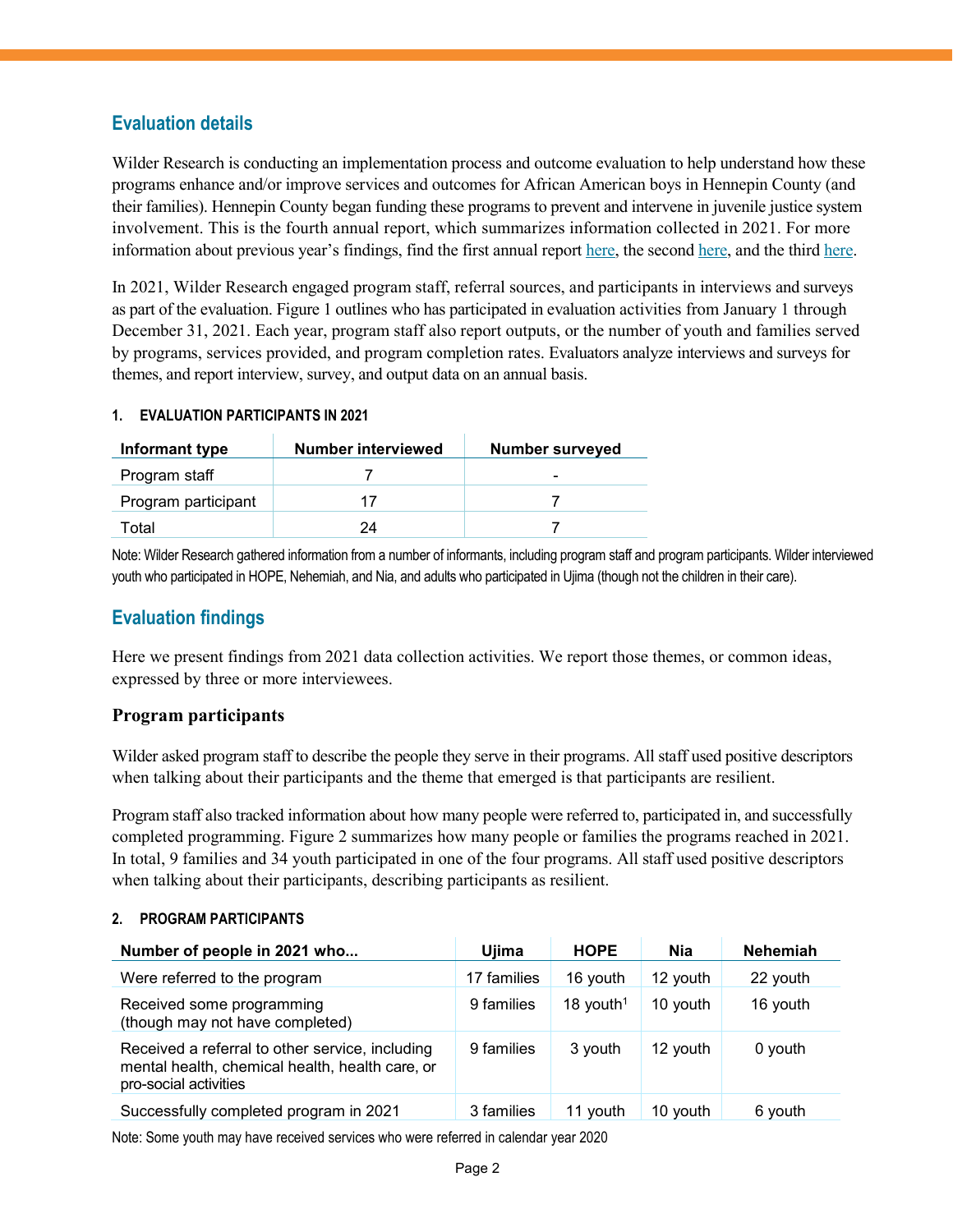## Evaluation details

Wilder Research is conducting an implementation process and outcome evaluation to help understand how these programs enhance and/or improve services and outcomes for African American boys in Hennepin County (and their families). Hennepin County began funding these programs to prevent and intervene in juvenile justice system involvement. This is the fourth annual report, which summarizes information collected in 2021. For more information about previous year's findings, find the first annual report here, the second here, and the third here.

In 2021, Wilder Research engaged program staff, referral sources, and participants in interviews and surveys as part of the evaluation. Figure 1 outlines who has participated in evaluation activities from January 1 through December 31, 2021. Each year, program staff also report outputs, or the number of youth and families served by programs, services provided, and program completion rates. Evaluators analyze interviews and surveys for themes, and report interview, survey, and output data on an annual basis.

#### 1. EVALUATION PARTICIPANTS IN 2021

| Informant type | Number interviewed | Number surveyed |
|---|---|---|
| Program staff | 7 | - |
| Program participant | 17 | 7 |
| Total | 24 | 7 |

Note: Wilder Research gathered information from a number of informants, including program staff and program participants. Wilder interviewed youth who participated in HOPE, Nehemiah, and Nia, and adults who participated in Ujima (though not the children in their care).

## Evaluation findings

Here we present findings from 2021 data collection activities. We report those themes, or common ideas, expressed by three or more interviewees.

### Program participants

Wilder asked program staff to describe the people they serve in their programs. All staff used positive descriptors when talking about their participants and the theme that emerged is that participants are resilient.

Program staff also tracked information about how many people were referred to, participated in, and successfully completed programming. Figure 2 summarizes how many people or families the programs reached in 2021. In total, 9 families and 34 youth participated in one of the four programs. All staff used positive descriptors when talking about their participants, describing participants as resilient.

#### 2. PROGRAM PARTICIPANTS

| Number of people in 2021 who... | Ujima | HOPE | Nia | Nehemiah |
|---|---|---|---|---|
| Were referred to the program | 17 families | 16 youth | 12 youth | 22 youth |
| Received some programming (though may not have completed) | 9 families | 18 youth[1] | 10 youth | 16 youth |
| Received a referral to other service, including mental health, chemical health, health care, or pro-social activities | 9 families | 3 youth | 12 youth | 0 youth |
| Successfully completed program in 2021 | 3 families | 11 youth | 10 youth | 6 youth |

Note: Some youth may have received services who were referred in calendar year 2020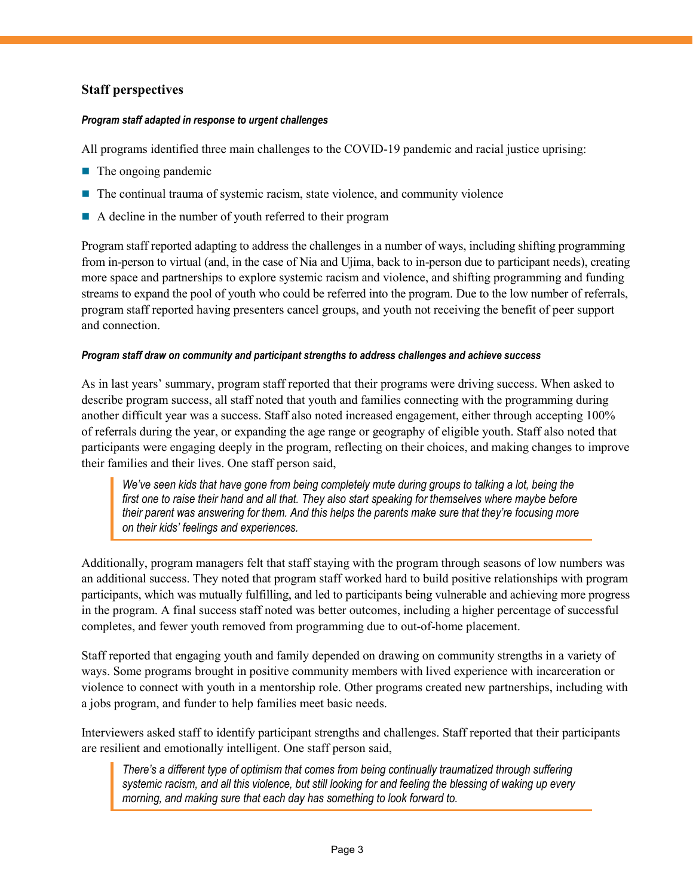## Staff perspectives

***Program staff adapted in response to urgent challenges***

All programs identified three main challenges to the COVID-19 pandemic and racial justice uprising:

- The ongoing pandemic
- The continual trauma of systemic racism, state violence, and community violence
- A decline in the number of youth referred to their program

Program staff reported adapting to address the challenges in a number of ways, including shifting programming from in-person to virtual (and, in the case of Nia and Ujima, back to in-person due to participant needs), creating more space and partnerships to explore systemic racism and violence, and shifting programming and funding streams to expand the pool of youth who could be referred into the program. Due to the low number of referrals, program staff reported having presenters cancel groups, and youth not receiving the benefit of peer support and connection.

***Program staff draw on community and participant strengths to address challenges and achieve success***

As in last years' summary, program staff reported that their programs were driving success. When asked to describe program success, all staff noted that youth and families connecting with the programming during another difficult year was a success. Staff also noted increased engagement, either through accepting 100% of referrals during the year, or expanding the age range or geography of eligible youth. Staff also noted that participants were engaging deeply in the program, reflecting on their choices, and making changes to improve their families and their lives. One staff person said,

> *We've seen kids that have gone from being completely mute during groups to talking a lot, being the first one to raise their hand and all that. They also start speaking for themselves where maybe before their parent was answering for them. And this helps the parents make sure that they're focusing more on their kids' feelings and experiences.*

Additionally, program managers felt that staff staying with the program through seasons of low numbers was an additional success. They noted that program staff worked hard to build positive relationships with program participants, which was mutually fulfilling, and led to participants being vulnerable and achieving more progress in the program. A final success staff noted was better outcomes, including a higher percentage of successful completes, and fewer youth removed from programming due to out-of-home placement.

Staff reported that engaging youth and family depended on drawing on community strengths in a variety of ways. Some programs brought in positive community members with lived experience with incarceration or violence to connect with youth in a mentorship role. Other programs created new partnerships, including with a jobs program, and funder to help families meet basic needs.

Interviewers asked staff to identify participant strengths and challenges. Staff reported that their participants are resilient and emotionally intelligent. One staff person said,

> *There's a different type of optimism that comes from being continually traumatized through suffering systemic racism, and all this violence, but still looking for and feeling the blessing of waking up every morning, and making sure that each day has something to look forward to.*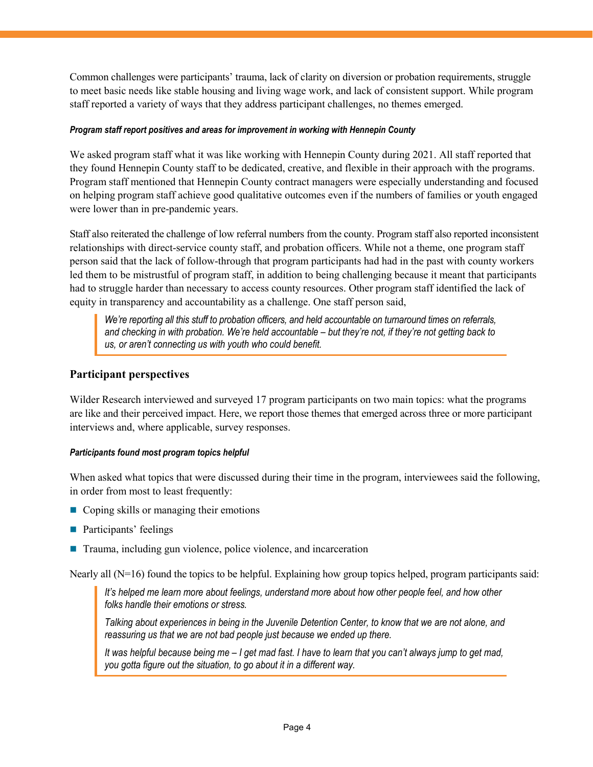Common challenges were participants' trauma, lack of clarity on diversion or probation requirements, struggle to meet basic needs like stable housing and living wage work, and lack of consistent support. While program staff reported a variety of ways that they address participant challenges, no themes emerged.

#### *Program staff report positives and areas for improvement in working with Hennepin County*

We asked program staff what it was like working with Hennepin County during 2021. All staff reported that they found Hennepin County staff to be dedicated, creative, and flexible in their approach with the programs. Program staff mentioned that Hennepin County contract managers were especially understanding and focused on helping program staff achieve good qualitative outcomes even if the numbers of families or youth engaged were lower than in pre-pandemic years.

Staff also reiterated the challenge of low referral numbers from the county. Program staff also reported inconsistent relationships with direct-service county staff, and probation officers. While not a theme, one program staff person said that the lack of follow-through that program participants had had in the past with county workers led them to be mistrustful of program staff, in addition to being challenging because it meant that participants had to struggle harder than necessary to access county resources. Other program staff identified the lack of equity in transparency and accountability as a challenge. One staff person said,

> *We're reporting all this stuff to probation officers, and held accountable on turnaround times on referrals, and checking in with probation. We're held accountable – but they're not, if they're not getting back to us, or aren't connecting us with youth who could benefit.*

## Participant perspectives

Wilder Research interviewed and surveyed 17 program participants on two main topics: what the programs are like and their perceived impact. Here, we report those themes that emerged across three or more participant interviews and, where applicable, survey responses.

#### *Participants found most program topics helpful*

When asked what topics that were discussed during their time in the program, interviewees said the following, in order from most to least frequently:

- Coping skills or managing their emotions
- Participants' feelings
- Trauma, including gun violence, police violence, and incarceration

Nearly all (N=16) found the topics to be helpful. Explaining how group topics helped, program participants said:

> *It's helped me learn more about feelings, understand more about how other people feel, and how other folks handle their emotions or stress.*
>
> *Talking about experiences in being in the Juvenile Detention Center, to know that we are not alone, and reassuring us that we are not bad people just because we ended up there.*
>
> *It was helpful because being me – I get mad fast. I have to learn that you can't always jump to get mad, you gotta figure out the situation, to go about it in a different way.*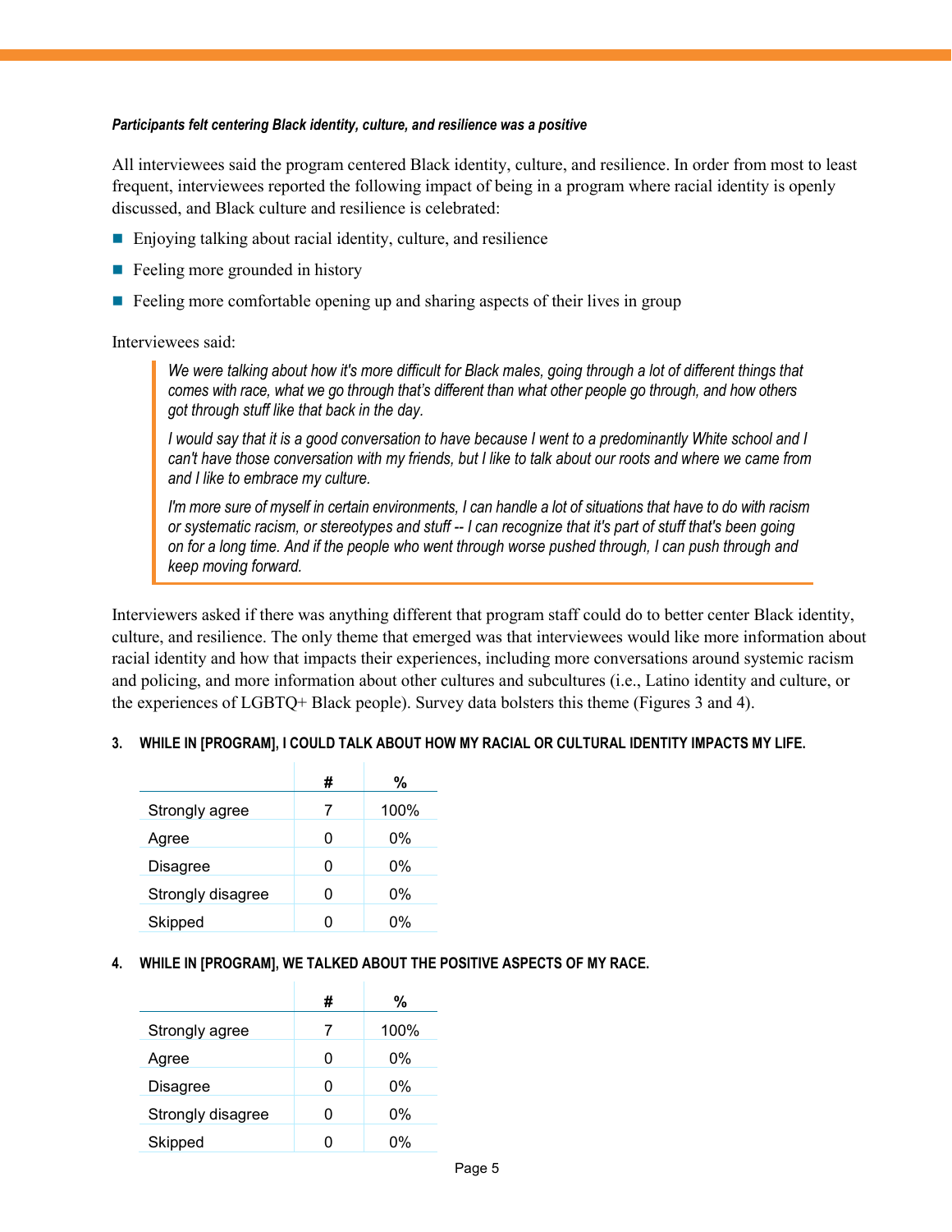***Participants felt centering Black identity, culture, and resilience was a positive***

All interviewees said the program centered Black identity, culture, and resilience. In order from most to least frequent, interviewees reported the following impact of being in a program where racial identity is openly discussed, and Black culture and resilience is celebrated:

- Enjoying talking about racial identity, culture, and resilience
- Feeling more grounded in history
- Feeling more comfortable opening up and sharing aspects of their lives in group

Interviewees said:

> *We were talking about how it's more difficult for Black males, going through a lot of different things that comes with race, what we go through that's different than what other people go through, and how others got through stuff like that back in the day.*
>
> *I would say that it is a good conversation to have because I went to a predominantly White school and I can't have those conversation with my friends, but I like to talk about our roots and where we came from and I like to embrace my culture.*
>
> *I'm more sure of myself in certain environments, I can handle a lot of situations that have to do with racism or systematic racism, or stereotypes and stuff -- I can recognize that it's part of stuff that's been going on for a long time. And if the people who went through worse pushed through, I can push through and keep moving forward.*

Interviewers asked if there was anything different that program staff could do to better center Black identity, culture, and resilience. The only theme that emerged was that interviewees would like more information about racial identity and how that impacts their experiences, including more conversations around systemic racism and policing, and more information about other cultures and subcultures (i.e., Latino identity and culture, or the experiences of LGBTQ+ Black people). Survey data bolsters this theme (Figures 3 and 4).

**3. WHILE IN [PROGRAM], I COULD TALK ABOUT HOW MY RACIAL OR CULTURAL IDENTITY IMPACTS MY LIFE.**

| | # | % |
|---|---|---|
| Strongly agree | 7 | 100% |
| Agree | 0 | 0% |
| Disagree | 0 | 0% |
| Strongly disagree | 0 | 0% |
| Skipped | 0 | 0% |

**4. WHILE IN [PROGRAM], WE TALKED ABOUT THE POSITIVE ASPECTS OF MY RACE.**

| | # | % |
|---|---|---|
| Strongly agree | 7 | 100% |
| Agree | 0 | 0% |
| Disagree | 0 | 0% |
| Strongly disagree | 0 | 0% |
| Skipped | 0 | 0% |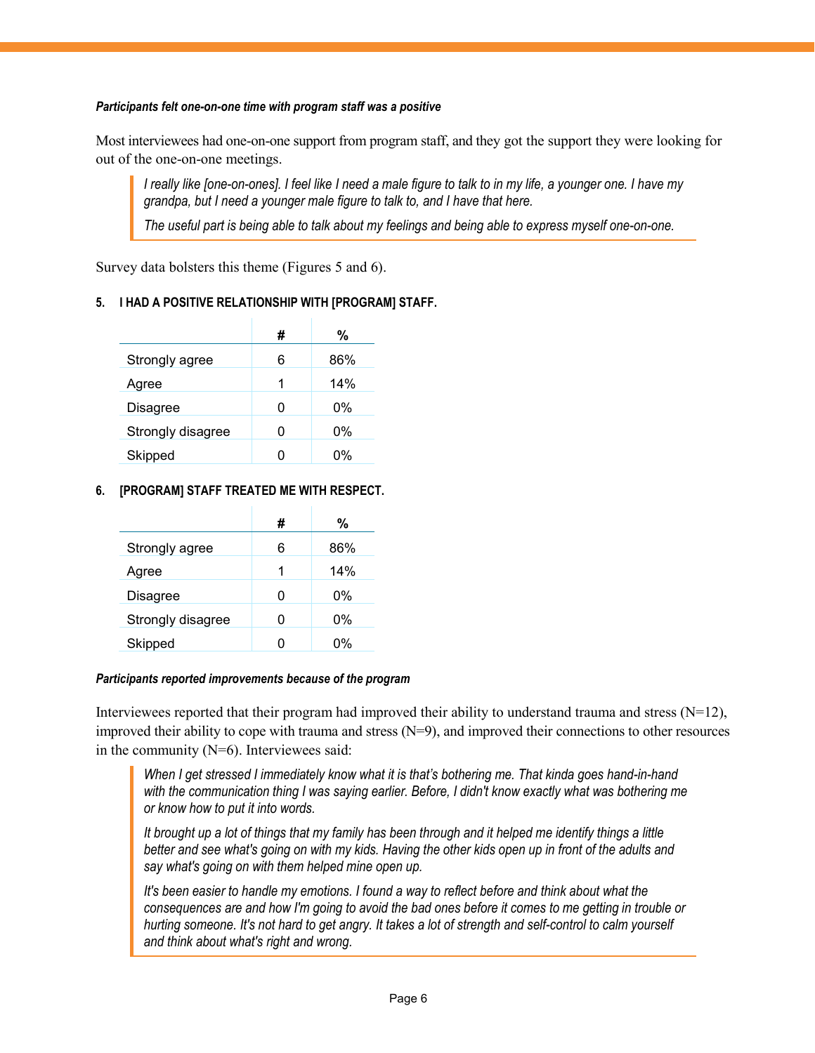***Participants felt one-on-one time with program staff was a positive***

Most interviewees had one-on-one support from program staff, and they got the support they were looking for out of the one-on-one meetings.

> *I really like [one-on-ones]. I feel like I need a male figure to talk to in my life, a younger one. I have my grandpa, but I need a younger male figure to talk to, and I have that here.*
>
> *The useful part is being able to talk about my feelings and being able to express myself one-on-one.*

Survey data bolsters this theme (Figures 5 and 6).

**5. I HAD A POSITIVE RELATIONSHIP WITH [PROGRAM] STAFF.**

| | # | % |
|---|---|---|
| Strongly agree | 6 | 86% |
| Agree | 1 | 14% |
| Disagree | 0 | 0% |
| Strongly disagree | 0 | 0% |
| Skipped | 0 | 0% |

**6. [PROGRAM] STAFF TREATED ME WITH RESPECT.**

| | # | % |
|---|---|---|
| Strongly agree | 6 | 86% |
| Agree | 1 | 14% |
| Disagree | 0 | 0% |
| Strongly disagree | 0 | 0% |
| Skipped | 0 | 0% |

***Participants reported improvements because of the program***

Interviewees reported that their program had improved their ability to understand trauma and stress (N=12), improved their ability to cope with trauma and stress (N=9), and improved their connections to other resources in the community (N=6). Interviewees said:

> *When I get stressed I immediately know what it is that's bothering me. That kinda goes hand-in-hand with the communication thing I was saying earlier. Before, I didn't know exactly what was bothering me or know how to put it into words.*
>
> *It brought up a lot of things that my family has been through and it helped me identify things a little better and see what's going on with my kids. Having the other kids open up in front of the adults and say what's going on with them helped mine open up.*
>
> *It's been easier to handle my emotions. I found a way to reflect before and think about what the consequences are and how I'm going to avoid the bad ones before it comes to me getting in trouble or hurting someone. It's not hard to get angry. It takes a lot of strength and self-control to calm yourself and think about what's right and wrong.*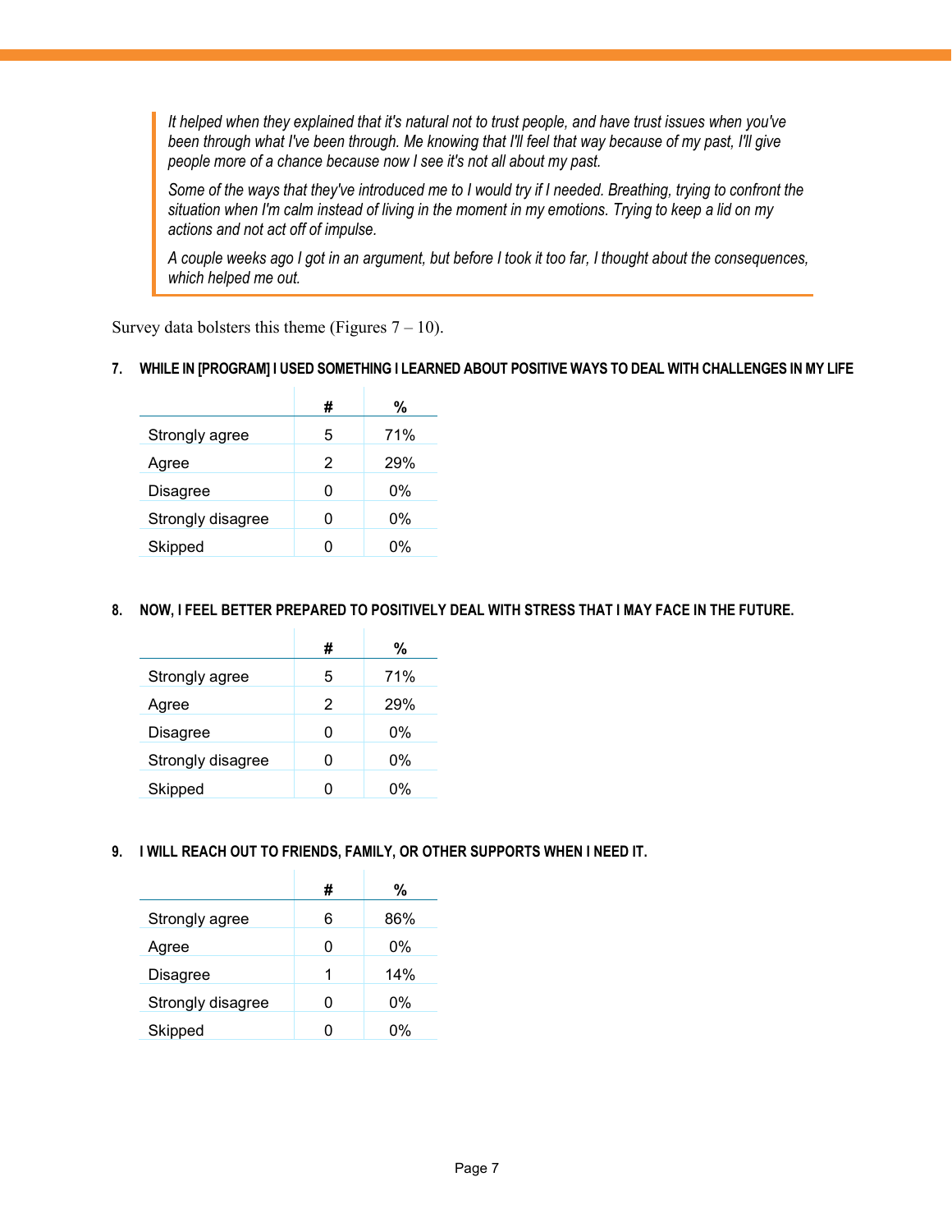> *It helped when they explained that it's natural not to trust people, and have trust issues when you've been through what I've been through. Me knowing that I'll feel that way because of my past, I'll give people more of a chance because now I see it's not all about my past.*
>
> *Some of the ways that they've introduced me to I would try if I needed. Breathing, trying to confront the situation when I'm calm instead of living in the moment in my emotions. Trying to keep a lid on my actions and not act off of impulse.*
>
> *A couple weeks ago I got in an argument, but before I took it too far, I thought about the consequences, which helped me out.*

Survey data bolsters this theme (Figures 7 – 10).

**7. WHILE IN [PROGRAM] I USED SOMETHING I LEARNED ABOUT POSITIVE WAYS TO DEAL WITH CHALLENGES IN MY LIFE**

| | # | % |
|---|---|---|
| Strongly agree | 5 | 71% |
| Agree | 2 | 29% |
| Disagree | 0 | 0% |
| Strongly disagree | 0 | 0% |
| Skipped | 0 | 0% |

**8. NOW, I FEEL BETTER PREPARED TO POSITIVELY DEAL WITH STRESS THAT I MAY FACE IN THE FUTURE.**

| | # | % |
|---|---|---|
| Strongly agree | 5 | 71% |
| Agree | 2 | 29% |
| Disagree | 0 | 0% |
| Strongly disagree | 0 | 0% |
| Skipped | 0 | 0% |

**9. I WILL REACH OUT TO FRIENDS, FAMILY, OR OTHER SUPPORTS WHEN I NEED IT.**

| | # | % |
|---|---|---|
| Strongly agree | 6 | 86% |
| Agree | 0 | 0% |
| Disagree | 1 | 14% |
| Strongly disagree | 0 | 0% |
| Skipped | 0 | 0% |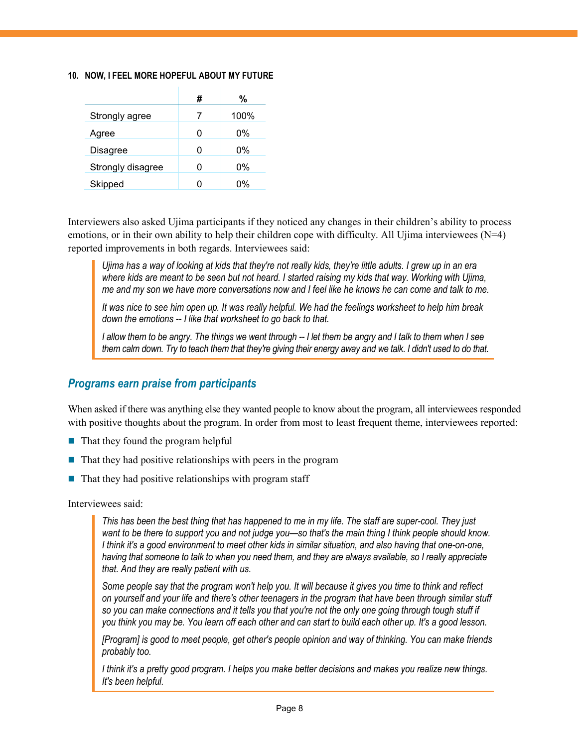**10. NOW, I FEEL MORE HOPEFUL ABOUT MY FUTURE**

| | # | % |
|---|---|---|
| Strongly agree | 7 | 100% |
| Agree | 0 | 0% |
| Disagree | 0 | 0% |
| Strongly disagree | 0 | 0% |
| Skipped | 0 | 0% |

Interviewers also asked Ujima participants if they noticed any changes in their children's ability to process emotions, or in their own ability to help their children cope with difficulty. All Ujima interviewees (N=4) reported improvements in both regards. Interviewees said:

> *Ujima has a way of looking at kids that they're not really kids, they're little adults. I grew up in an era where kids are meant to be seen but not heard. I started raising my kids that way. Working with Ujima, me and my son we have more conversations now and I feel like he knows he can come and talk to me.*
>
> *It was nice to see him open up. It was really helpful. We had the feelings worksheet to help him break down the emotions -- I like that worksheet to go back to that.*
>
> *I allow them to be angry. The things we went through -- I let them be angry and I talk to them when I see them calm down. Try to teach them that they're giving their energy away and we talk. I didn't used to do that.*

## *Programs earn praise from participants*

When asked if there was anything else they wanted people to know about the program, all interviewees responded with positive thoughts about the program. In order from most to least frequent theme, interviewees reported:

- That they found the program helpful
- That they had positive relationships with peers in the program
- That they had positive relationships with program staff

Interviewees said:

> *This has been the best thing that has happened to me in my life. The staff are super-cool. They just want to be there to support you and not judge you—so that's the main thing I think people should know. I think it's a good environment to meet other kids in similar situation, and also having that one-on-one, having that someone to talk to when you need them, and they are always available, so I really appreciate that. And they are really patient with us.*
>
> *Some people say that the program won't help you. It will because it gives you time to think and reflect on yourself and your life and there's other teenagers in the program that have been through similar stuff so you can make connections and it tells you that you're not the only one going through tough stuff if you think you may be. You learn off each other and can start to build each other up. It's a good lesson.*
>
> *[Program] is good to meet people, get other's people opinion and way of thinking. You can make friends probably too.*
>
> *I think it's a pretty good program. I helps you make better decisions and makes you realize new things. It's been helpful.*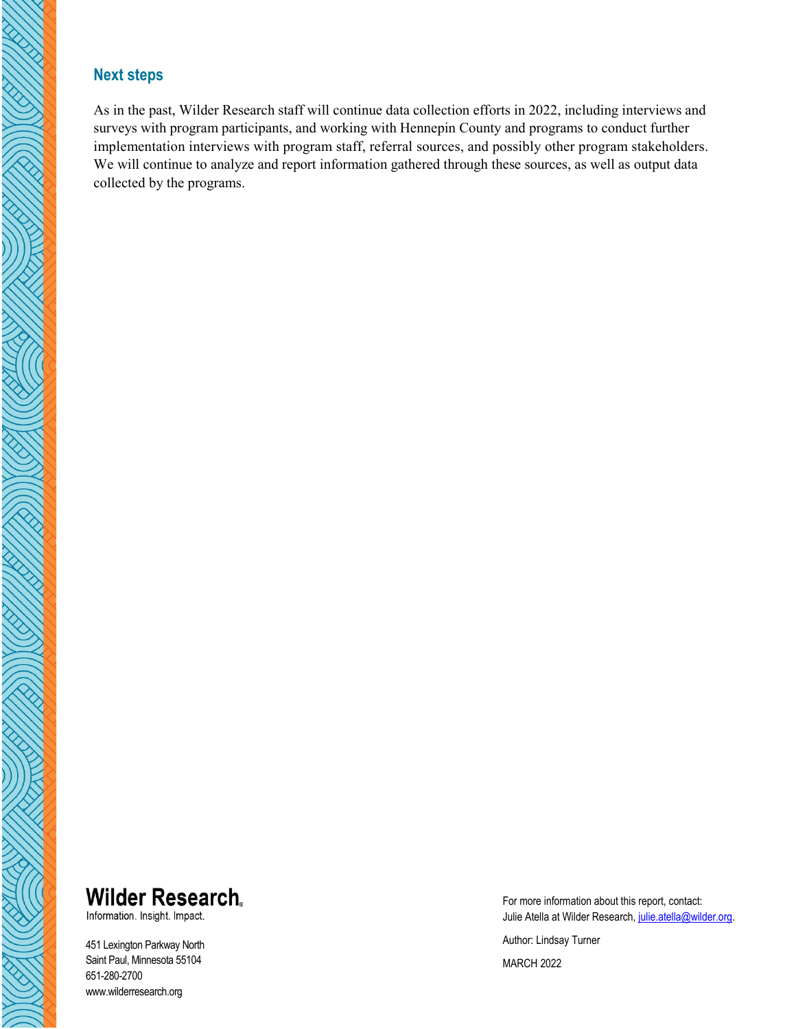## Next steps

As in the past, Wilder Research staff will continue data collection efforts in 2022, including interviews and surveys with program participants, and working with Hennepin County and programs to conduct further implementation interviews with program staff, referral sources, and possibly other program stakeholders. We will continue to analyze and report information gathered through these sources, as well as output data collected by the programs.

**Wilder Research**
Information. Insight. Impact.

451 Lexington Parkway North
Saint Paul, Minnesota 55104
651-280-2700
www.wilderresearch.org

For more information about this report, contact:
Julie Atella at Wilder Research, julie.atella@wilder.org.

Author: Lindsay Turner

MARCH 2022